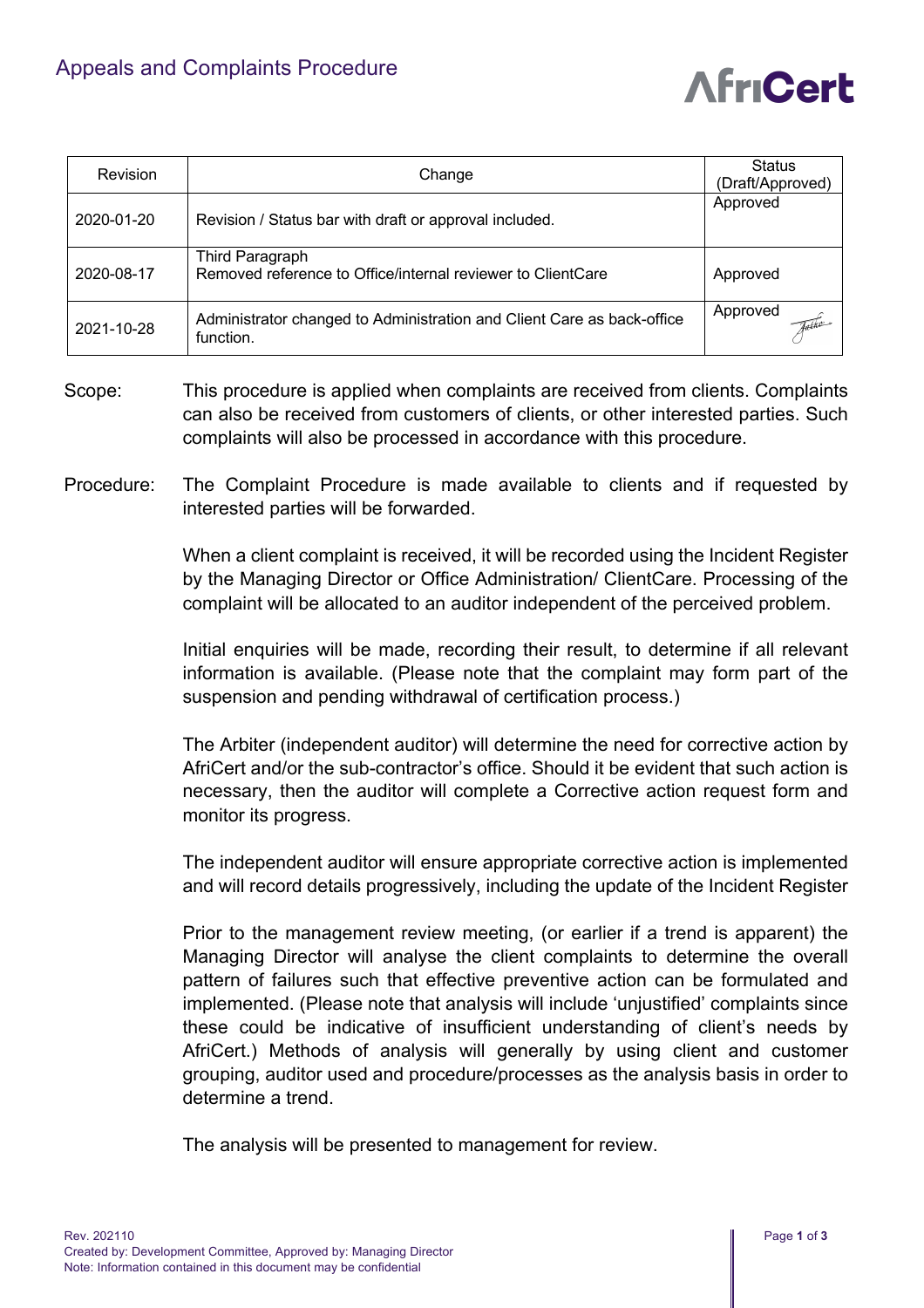# Appeals and Complaints Procedure

AfriCert

| Revision | Change | Status (Draft/Approved) |
|---|---|---|
| 2020-01-20 | Revision / Status bar with draft or approval included. | Approved |
| 2020-08-17 | Third Paragraph<br>Removed reference to Office/internal reviewer to ClientCare | Approved |
| 2021-10-28 | Administrator changed to Administration and Client Care as back-office function. | Approved |

**Scope:** This procedure is applied when complaints are received from clients. Complaints can also be received from customers of clients, or other interested parties. Such complaints will also be processed in accordance with this procedure.

**Procedure:** The Complaint Procedure is made available to clients and if requested by interested parties will be forwarded.

When a client complaint is received, it will be recorded using the Incident Register by the Managing Director or Office Administration/ ClientCare. Processing of the complaint will be allocated to an auditor independent of the perceived problem.

Initial enquiries will be made, recording their result, to determine if all relevant information is available. (Please note that the complaint may form part of the suspension and pending withdrawal of certification process.)

The Arbiter (independent auditor) will determine the need for corrective action by AfriCert and/or the sub-contractor's office. Should it be evident that such action is necessary, then the auditor will complete a Corrective action request form and monitor its progress.

The independent auditor will ensure appropriate corrective action is implemented and will record details progressively, including the update of the Incident Register

Prior to the management review meeting, (or earlier if a trend is apparent) the Managing Director will analyse the client complaints to determine the overall pattern of failures such that effective preventive action can be formulated and implemented. (Please note that analysis will include 'unjustified' complaints since these could be indicative of insufficient understanding of client's needs by AfriCert.) Methods of analysis will generally by using client and customer grouping, auditor used and procedure/processes as the analysis basis in order to determine a trend.

The analysis will be presented to management for review.

Rev. 202110
Created by: Development Committee, Approved by: Managing Director
Note: Information contained in this document may be confidential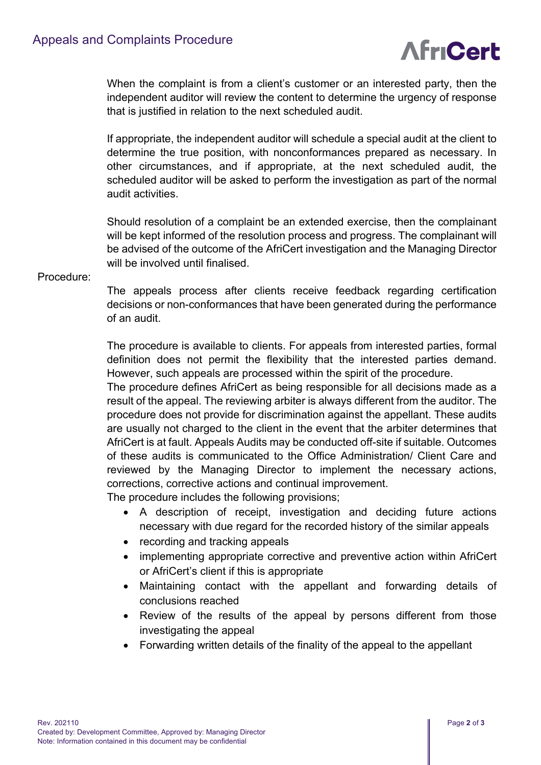When the complaint is from a client's customer or an interested party, then the independent auditor will review the content to determine the urgency of response that is justified in relation to the next scheduled audit.

If appropriate, the independent auditor will schedule a special audit at the client to determine the true position, with nonconformances prepared as necessary. In other circumstances, and if appropriate, at the next scheduled audit, the scheduled auditor will be asked to perform the investigation as part of the normal audit activities.

Should resolution of a complaint be an extended exercise, then the complainant will be kept informed of the resolution process and progress. The complainant will be advised of the outcome of the AfriCert investigation and the Managing Director will be involved until finalised.

Procedure:

The appeals process after clients receive feedback regarding certification decisions or non-conformances that have been generated during the performance of an audit.

The procedure is available to clients. For appeals from interested parties, formal definition does not permit the flexibility that the interested parties demand. However, such appeals are processed within the spirit of the procedure.
The procedure defines AfriCert as being responsible for all decisions made as a result of the appeal. The reviewing arbiter is always different from the auditor. The procedure does not provide for discrimination against the appellant. These audits are usually not charged to the client in the event that the arbiter determines that AfriCert is at fault. Appeals Audits may be conducted off-site if suitable. Outcomes of these audits is communicated to the Office Administration/ Client Care and reviewed by the Managing Director to implement the necessary actions, corrections, corrective actions and continual improvement.
The procedure includes the following provisions;

- A description of receipt, investigation and deciding future actions necessary with due regard for the recorded history of the similar appeals
- recording and tracking appeals
- implementing appropriate corrective and preventive action within AfriCert or AfriCert's client if this is appropriate
- Maintaining contact with the appellant and forwarding details of conclusions reached
- Review of the results of the appeal by persons different from those investigating the appeal
- Forwarding written details of the finality of the appeal to the appellant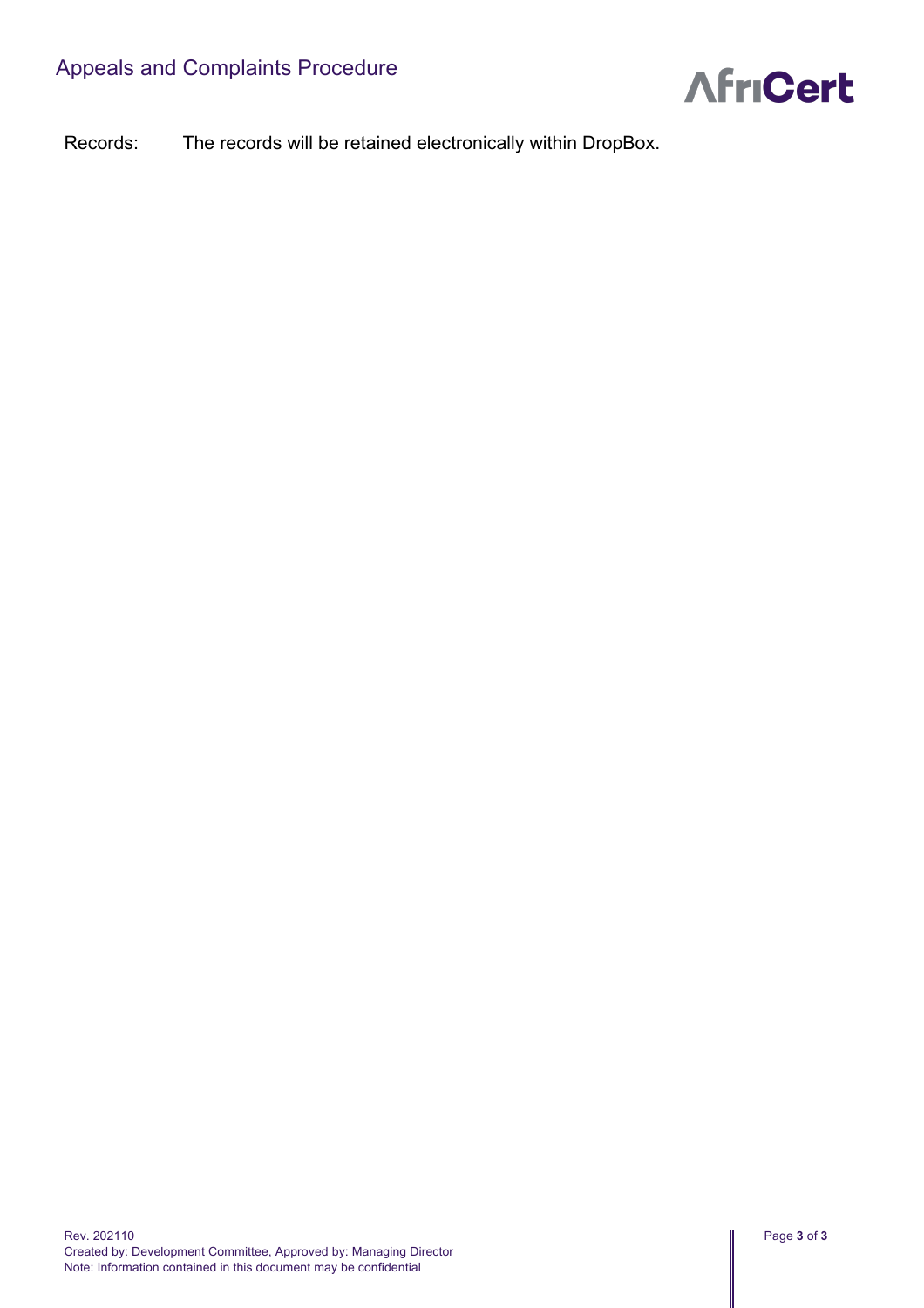Records: The records will be retained electronically within DropBox.